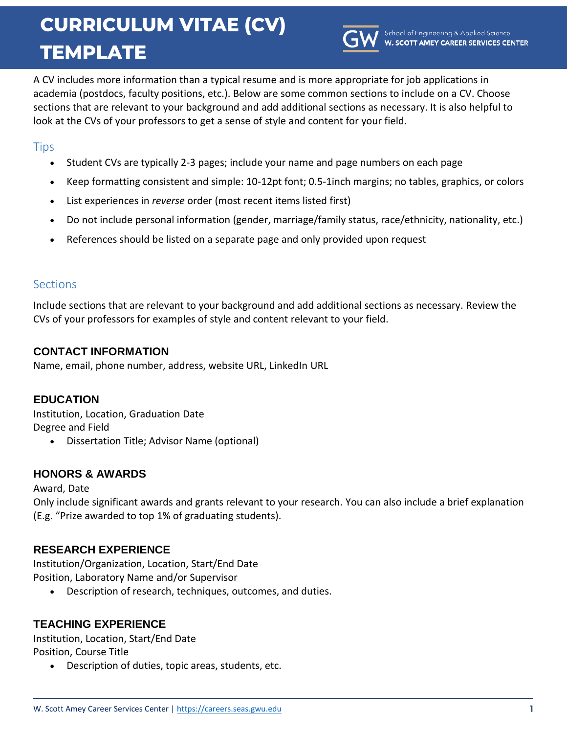# CURRICULUM VITAE (CV) TEMPLATE

School of Engineering & Applied Science
**W. SCOTT AMEY CAREER SERVICES CENTER**

A CV includes more information than a typical resume and is more appropriate for job applications in academia (postdocs, faculty positions, etc.). Below are some common sections to include on a CV. Choose sections that are relevant to your background and add additional sections as necessary. It is also helpful to look at the CVs of your professors to get a sense of style and content for your field.

## Tips

- Student CVs are typically 2-3 pages; include your name and page numbers on each page
- Keep formatting consistent and simple: 10-12pt font; 0.5-1inch margins; no tables, graphics, or colors
- List experiences in *reverse* order (most recent items listed first)
- Do not include personal information (gender, marriage/family status, race/ethnicity, nationality, etc.)
- References should be listed on a separate page and only provided upon request

## Sections

Include sections that are relevant to your background and add additional sections as necessary. Review the CVs of your professors for examples of style and content relevant to your field.

### CONTACT INFORMATION

Name, email, phone number, address, website URL, LinkedIn URL

### EDUCATION

Institution, Location, Graduation Date
Degree and Field

- Dissertation Title; Advisor Name (optional)

### HONORS & AWARDS

Award, Date
Only include significant awards and grants relevant to your research. You can also include a brief explanation (E.g. "Prize awarded to top 1% of graduating students).

### RESEARCH EXPERIENCE

Institution/Organization, Location, Start/End Date
Position, Laboratory Name and/or Supervisor

- Description of research, techniques, outcomes, and duties.

### TEACHING EXPERIENCE

Institution, Location, Start/End Date
Position, Course Title

- Description of duties, topic areas, students, etc.

W. Scott Amey Career Services Center | https://careers.seas.gwu.edu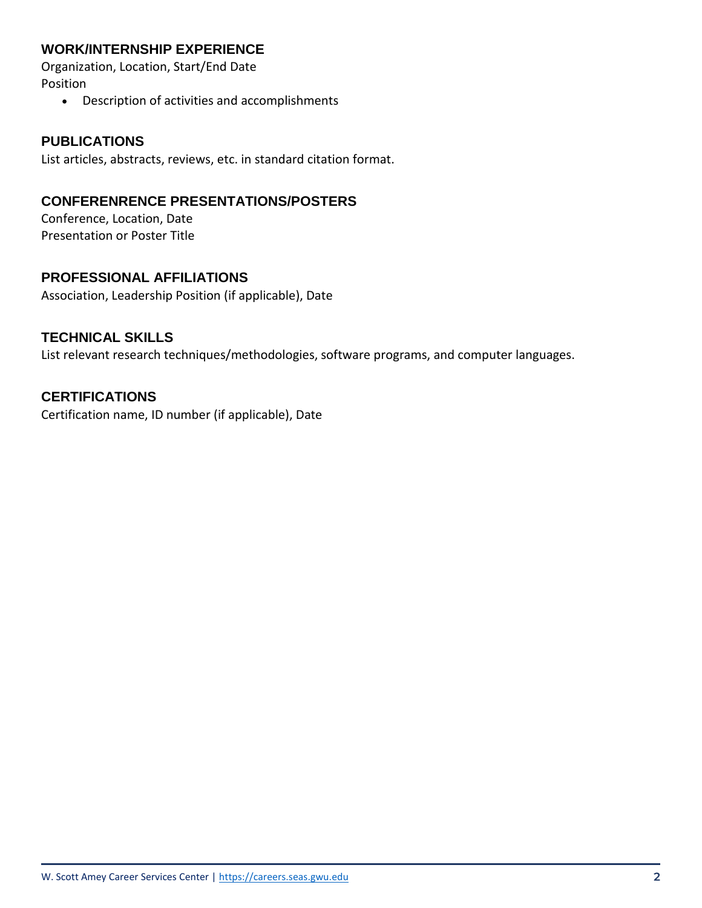## WORK/INTERNSHIP EXPERIENCE

Organization, Location, Start/End Date
Position

- Description of activities and accomplishments

## PUBLICATIONS

List articles, abstracts, reviews, etc. in standard citation format.

## CONFERENRENCE PRESENTATIONS/POSTERS

Conference, Location, Date
Presentation or Poster Title

## PROFESSIONAL AFFILIATIONS

Association, Leadership Position (if applicable), Date

## TECHNICAL SKILLS

List relevant research techniques/methodologies, software programs, and computer languages.

## CERTIFICATIONS

Certification name, ID number (if applicable), Date